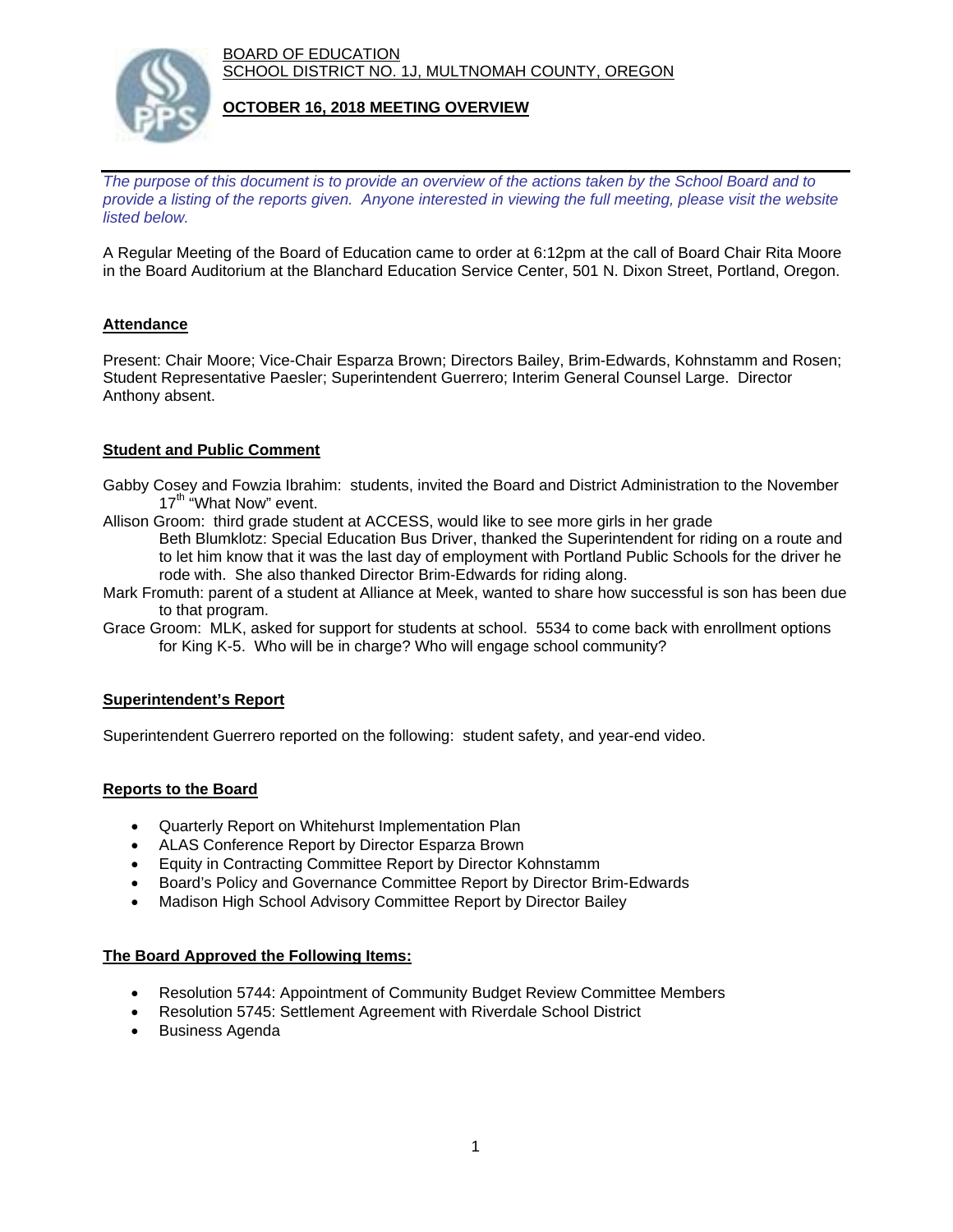BOARD OF EDUCATION
SCHOOL DISTRICT NO. 1J, MULTNOMAH COUNTY, OREGON

**OCTOBER 16, 2018 MEETING OVERVIEW**

---

*The purpose of this document is to provide an overview of the actions taken by the School Board and to provide a listing of the reports given. Anyone interested in viewing the full meeting, please visit the website listed below.*

A Regular Meeting of the Board of Education came to order at 6:12pm at the call of Board Chair Rita Moore in the Board Auditorium at the Blanchard Education Service Center, 501 N. Dixon Street, Portland, Oregon.

## Attendance

Present: Chair Moore; Vice-Chair Esparza Brown; Directors Bailey, Brim-Edwards, Kohnstamm and Rosen; Student Representative Paesler; Superintendent Guerrero; Interim General Counsel Large. Director Anthony absent.

## Student and Public Comment

Gabby Cosey and Fowzia Ibrahim: students, invited the Board and District Administration to the November 17th "What Now" event.

Allison Groom: third grade student at ACCESS, would like to see more girls in her grade

Beth Blumklotz: Special Education Bus Driver, thanked the Superintendent for riding on a route and to let him know that it was the last day of employment with Portland Public Schools for the driver he rode with. She also thanked Director Brim-Edwards for riding along.

Mark Fromuth: parent of a student at Alliance at Meek, wanted to share how successful is son has been due to that program.

Grace Groom: MLK, asked for support for students at school. 5534 to come back with enrollment options for King K-5. Who will be in charge? Who will engage school community?

## Superintendent's Report

Superintendent Guerrero reported on the following: student safety, and year-end video.

## Reports to the Board

- Quarterly Report on Whitehurst Implementation Plan
- ALAS Conference Report by Director Esparza Brown
- Equity in Contracting Committee Report by Director Kohnstamm
- Board's Policy and Governance Committee Report by Director Brim-Edwards
- Madison High School Advisory Committee Report by Director Bailey

## The Board Approved the Following Items:

- Resolution 5744: Appointment of Community Budget Review Committee Members
- Resolution 5745: Settlement Agreement with Riverdale School District
- Business Agenda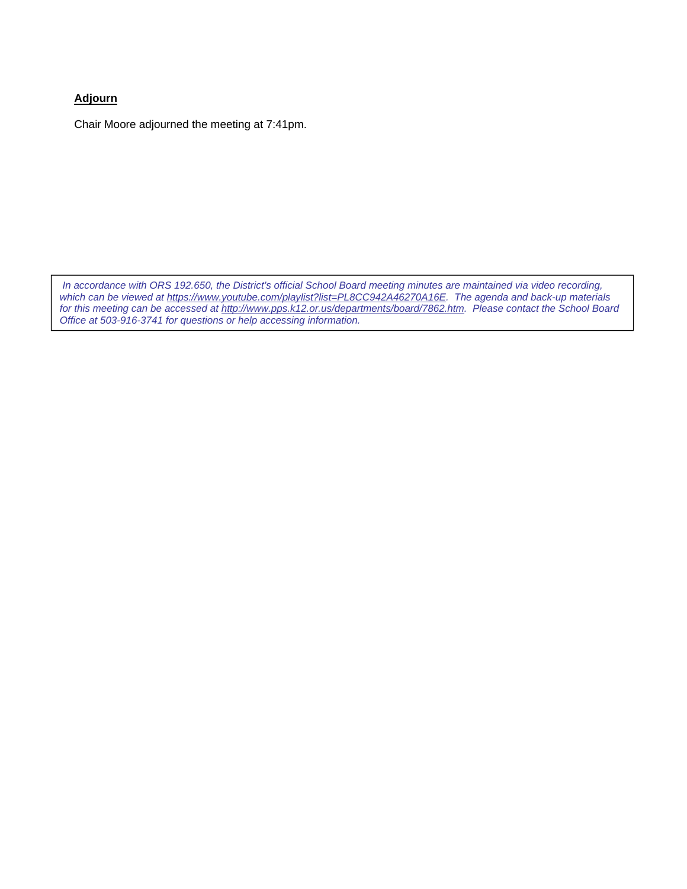**Adjourn**

Chair Moore adjourned the meeting at 7:41pm.

*In accordance with ORS 192.650, the District's official School Board meeting minutes are maintained via video recording, which can be viewed at https://www.youtube.com/playlist?list=PL8CC942A46270A16E. The agenda and back-up materials for this meeting can be accessed at http://www.pps.k12.or.us/departments/board/7862.htm. Please contact the School Board Office at 503-916-3741 for questions or help accessing information.*